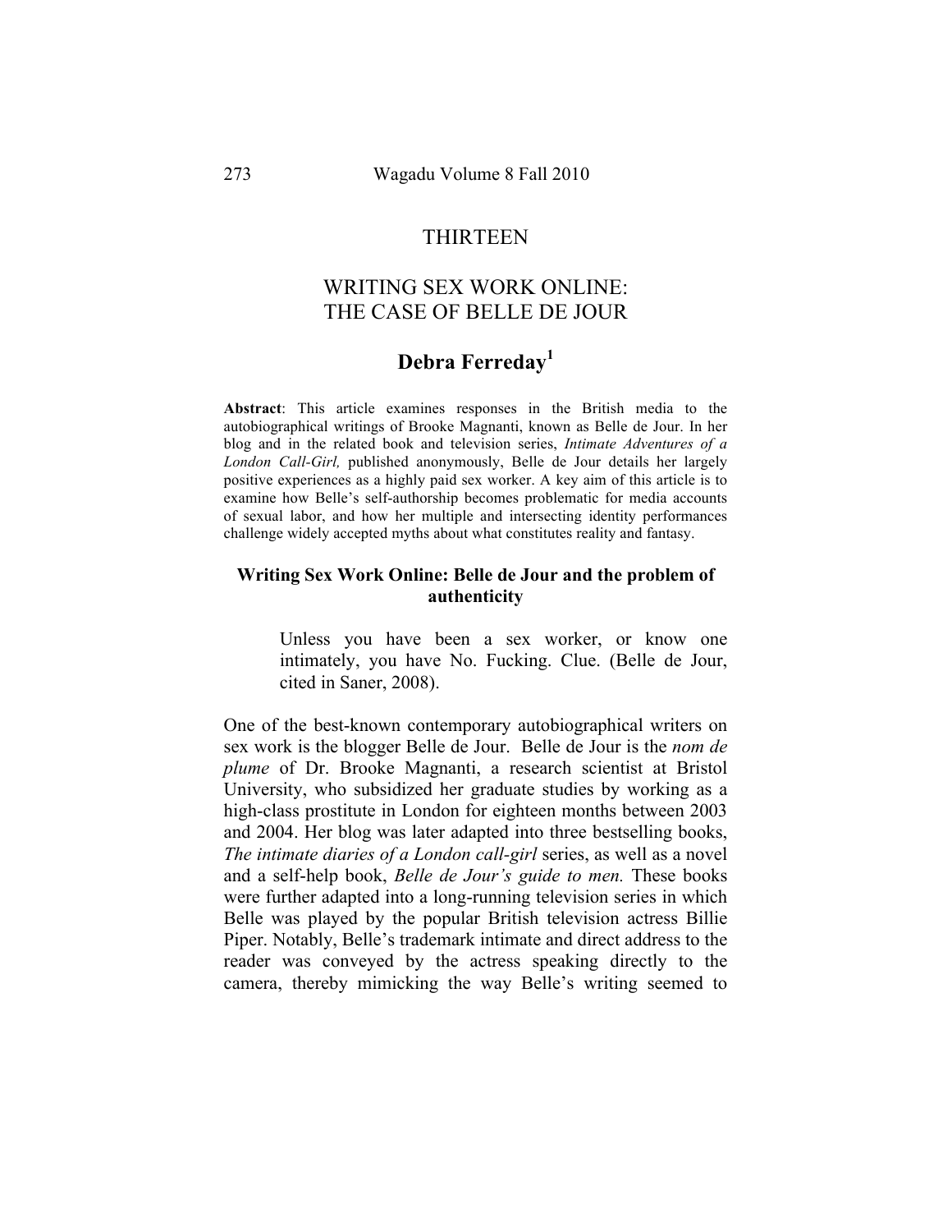THIRTEEN

# WRITING SEX WORK ONLINE: THE CASE OF BELLE DE JOUR

**Debra Ferreday[1]**

**Abstract**: This article examines responses in the British media to the autobiographical writings of Brooke Magnanti, known as Belle de Jour. In her blog and in the related book and television series, *Intimate Adventures of a London Call-Girl,* published anonymously, Belle de Jour details her largely positive experiences as a highly paid sex worker. A key aim of this article is to examine how Belle's self-authorship becomes problematic for media accounts of sexual labor, and how her multiple and intersecting identity performances challenge widely accepted myths about what constitutes reality and fantasy.

## Writing Sex Work Online: Belle de Jour and the problem of authenticity

> Unless you have been a sex worker, or know one intimately, you have No. Fucking. Clue. (Belle de Jour, cited in Saner, 2008).

One of the best-known contemporary autobiographical writers on sex work is the blogger Belle de Jour. Belle de Jour is the *nom de plume* of Dr. Brooke Magnanti, a research scientist at Bristol University, who subsidized her graduate studies by working as a high-class prostitute in London for eighteen months between 2003 and 2004. Her blog was later adapted into three bestselling books, *The intimate diaries of a London call-girl* series, as well as a novel and a self-help book, *Belle de Jour's guide to men.* These books were further adapted into a long-running television series in which Belle was played by the popular British television actress Billie Piper. Notably, Belle's trademark intimate and direct address to the reader was conveyed by the actress speaking directly to the camera, thereby mimicking the way Belle's writing seemed to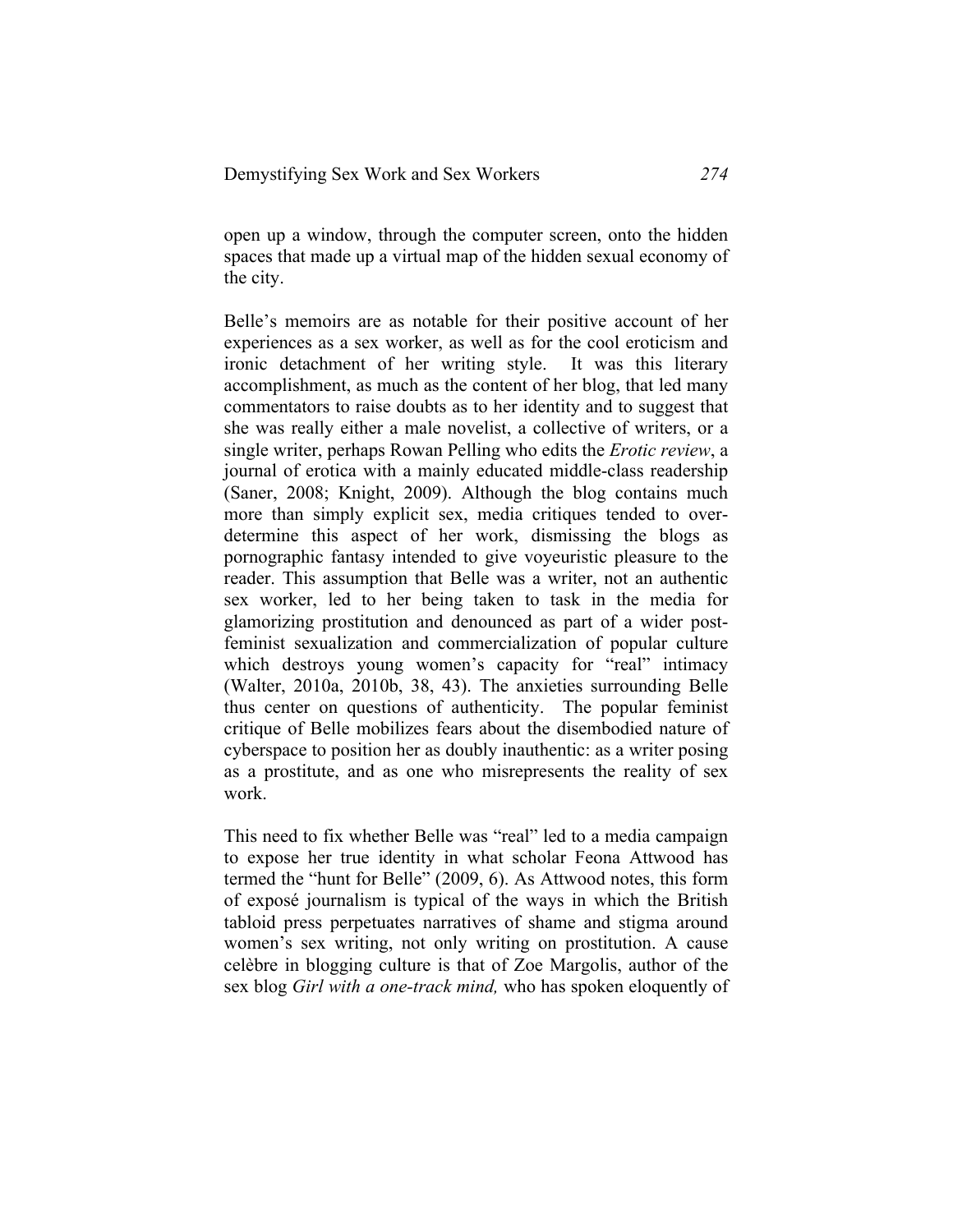open up a window, through the computer screen, onto the hidden spaces that made up a virtual map of the hidden sexual economy of the city.

Belle's memoirs are as notable for their positive account of her experiences as a sex worker, as well as for the cool eroticism and ironic detachment of her writing style. It was this literary accomplishment, as much as the content of her blog, that led many commentators to raise doubts as to her identity and to suggest that she was really either a male novelist, a collective of writers, or a single writer, perhaps Rowan Pelling who edits the *Erotic review*, a journal of erotica with a mainly educated middle-class readership (Saner, 2008; Knight, 2009). Although the blog contains much more than simply explicit sex, media critiques tended to over-determine this aspect of her work, dismissing the blogs as pornographic fantasy intended to give voyeuristic pleasure to the reader. This assumption that Belle was a writer, not an authentic sex worker, led to her being taken to task in the media for glamorizing prostitution and denounced as part of a wider post-feminist sexualization and commercialization of popular culture which destroys young women's capacity for "real" intimacy (Walter, 2010a, 2010b, 38, 43). The anxieties surrounding Belle thus center on questions of authenticity. The popular feminist critique of Belle mobilizes fears about the disembodied nature of cyberspace to position her as doubly inauthentic: as a writer posing as a prostitute, and as one who misrepresents the reality of sex work.

This need to fix whether Belle was "real" led to a media campaign to expose her true identity in what scholar Feona Attwood has termed the "hunt for Belle" (2009, 6). As Attwood notes, this form of exposé journalism is typical of the ways in which the British tabloid press perpetuates narratives of shame and stigma around women's sex writing, not only writing on prostitution. A cause celèbre in blogging culture is that of Zoe Margolis, author of the sex blog *Girl with a one-track mind,* who has spoken eloquently of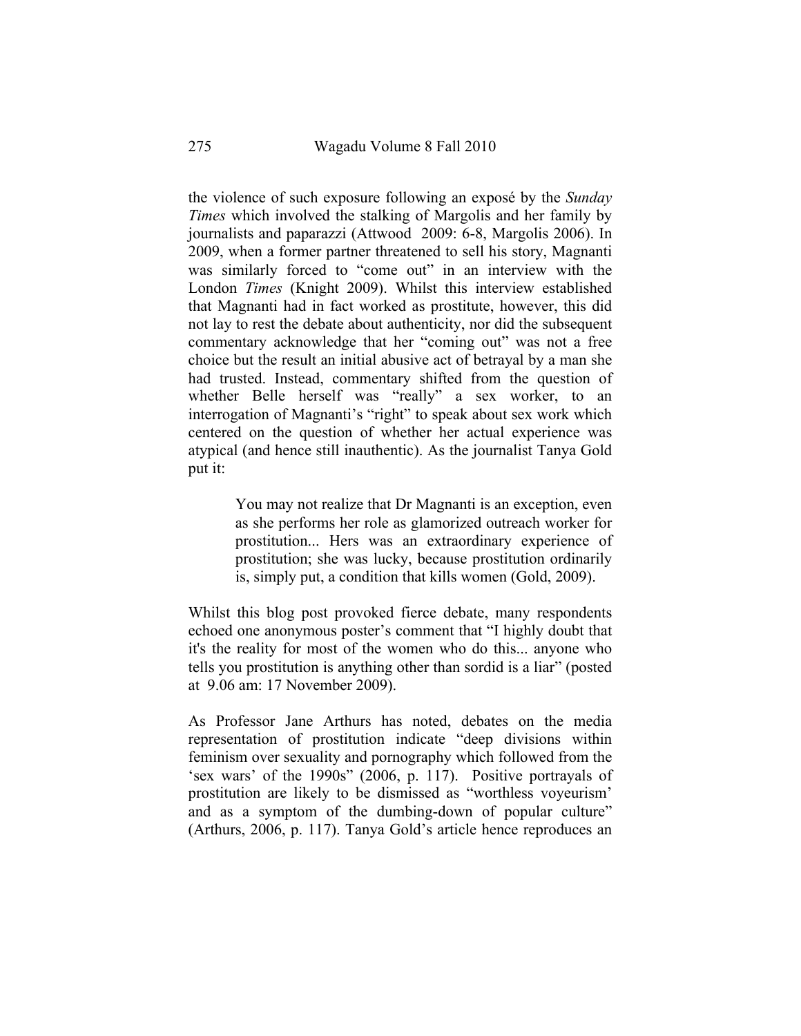the violence of such exposure following an exposé by the *Sunday Times* which involved the stalking of Margolis and her family by journalists and paparazzi (Attwood 2009: 6-8, Margolis 2006). In 2009, when a former partner threatened to sell his story, Magnanti was similarly forced to "come out" in an interview with the London *Times* (Knight 2009). Whilst this interview established that Magnanti had in fact worked as prostitute, however, this did not lay to rest the debate about authenticity, nor did the subsequent commentary acknowledge that her "coming out" was not a free choice but the result an initial abusive act of betrayal by a man she had trusted. Instead, commentary shifted from the question of whether Belle herself was "really" a sex worker, to an interrogation of Magnanti's "right" to speak about sex work which centered on the question of whether her actual experience was atypical (and hence still inauthentic). As the journalist Tanya Gold put it:

> You may not realize that Dr Magnanti is an exception, even as she performs her role as glamorized outreach worker for prostitution... Hers was an extraordinary experience of prostitution; she was lucky, because prostitution ordinarily is, simply put, a condition that kills women (Gold, 2009).

Whilst this blog post provoked fierce debate, many respondents echoed one anonymous poster's comment that "I highly doubt that it's the reality for most of the women who do this... anyone who tells you prostitution is anything other than sordid is a liar" (posted at 9.06 am: 17 November 2009).

As Professor Jane Arthurs has noted, debates on the media representation of prostitution indicate "deep divisions within feminism over sexuality and pornography which followed from the 'sex wars' of the 1990s" (2006, p. 117). Positive portrayals of prostitution are likely to be dismissed as "worthless voyeurism' and as a symptom of the dumbing-down of popular culture" (Arthurs, 2006, p. 117). Tanya Gold's article hence reproduces an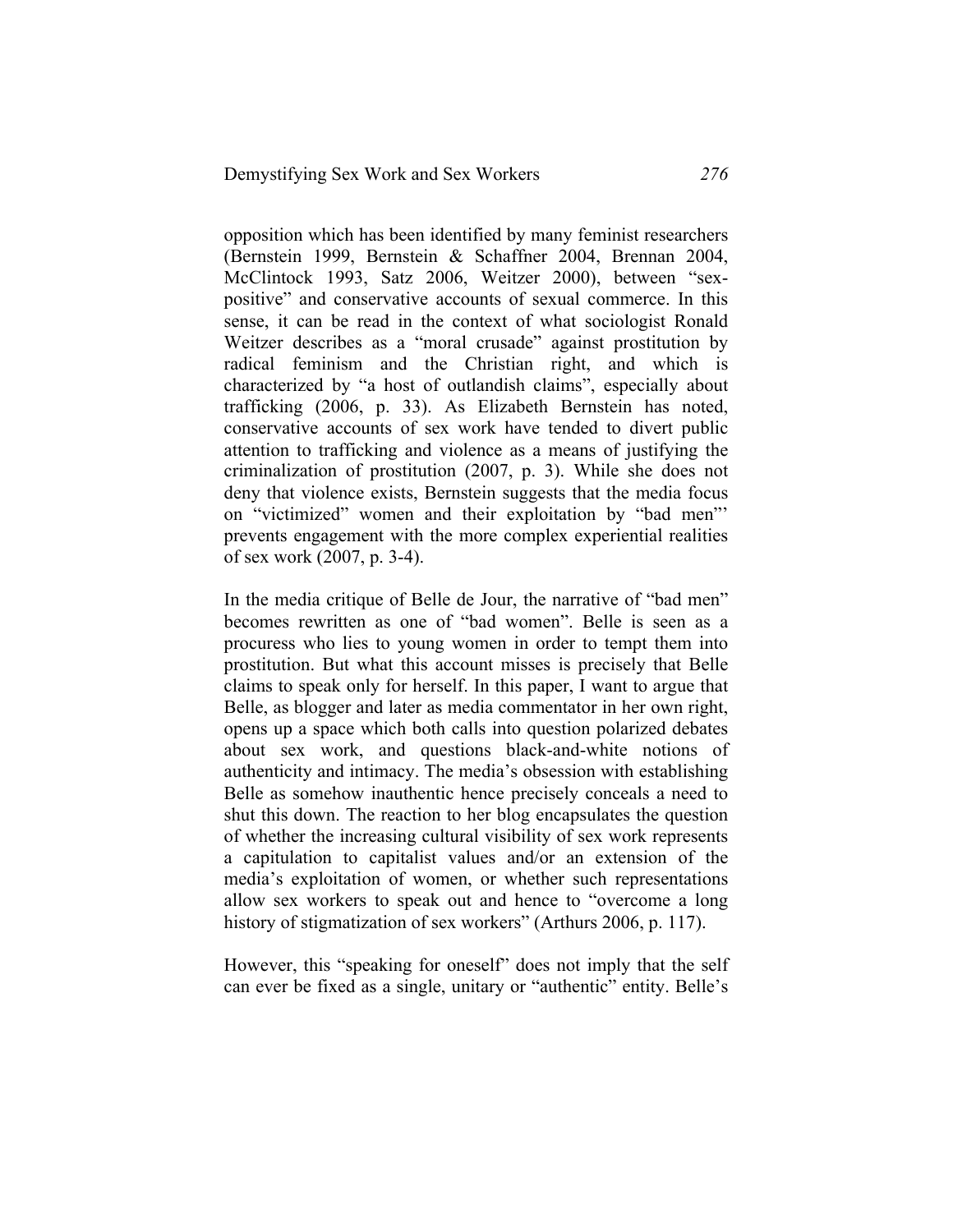opposition which has been identified by many feminist researchers (Bernstein 1999, Bernstein & Schaffner 2004, Brennan 2004, McClintock 1993, Satz 2006, Weitzer 2000), between "sex-positive" and conservative accounts of sexual commerce. In this sense, it can be read in the context of what sociologist Ronald Weitzer describes as a "moral crusade" against prostitution by radical feminism and the Christian right, and which is characterized by "a host of outlandish claims", especially about trafficking (2006, p. 33). As Elizabeth Bernstein has noted, conservative accounts of sex work have tended to divert public attention to trafficking and violence as a means of justifying the criminalization of prostitution (2007, p. 3). While she does not deny that violence exists, Bernstein suggests that the media focus on "victimized" women and their exploitation by "bad men"' prevents engagement with the more complex experiential realities of sex work (2007, p. 3-4).

In the media critique of Belle de Jour, the narrative of "bad men" becomes rewritten as one of "bad women". Belle is seen as a procuress who lies to young women in order to tempt them into prostitution. But what this account misses is precisely that Belle claims to speak only for herself. In this paper, I want to argue that Belle, as blogger and later as media commentator in her own right, opens up a space which both calls into question polarized debates about sex work, and questions black-and-white notions of authenticity and intimacy. The media's obsession with establishing Belle as somehow inauthentic hence precisely conceals a need to shut this down. The reaction to her blog encapsulates the question of whether the increasing cultural visibility of sex work represents a capitulation to capitalist values and/or an extension of the media's exploitation of women, or whether such representations allow sex workers to speak out and hence to "overcome a long history of stigmatization of sex workers" (Arthurs 2006, p. 117).

However, this "speaking for oneself" does not imply that the self can ever be fixed as a single, unitary or "authentic" entity. Belle's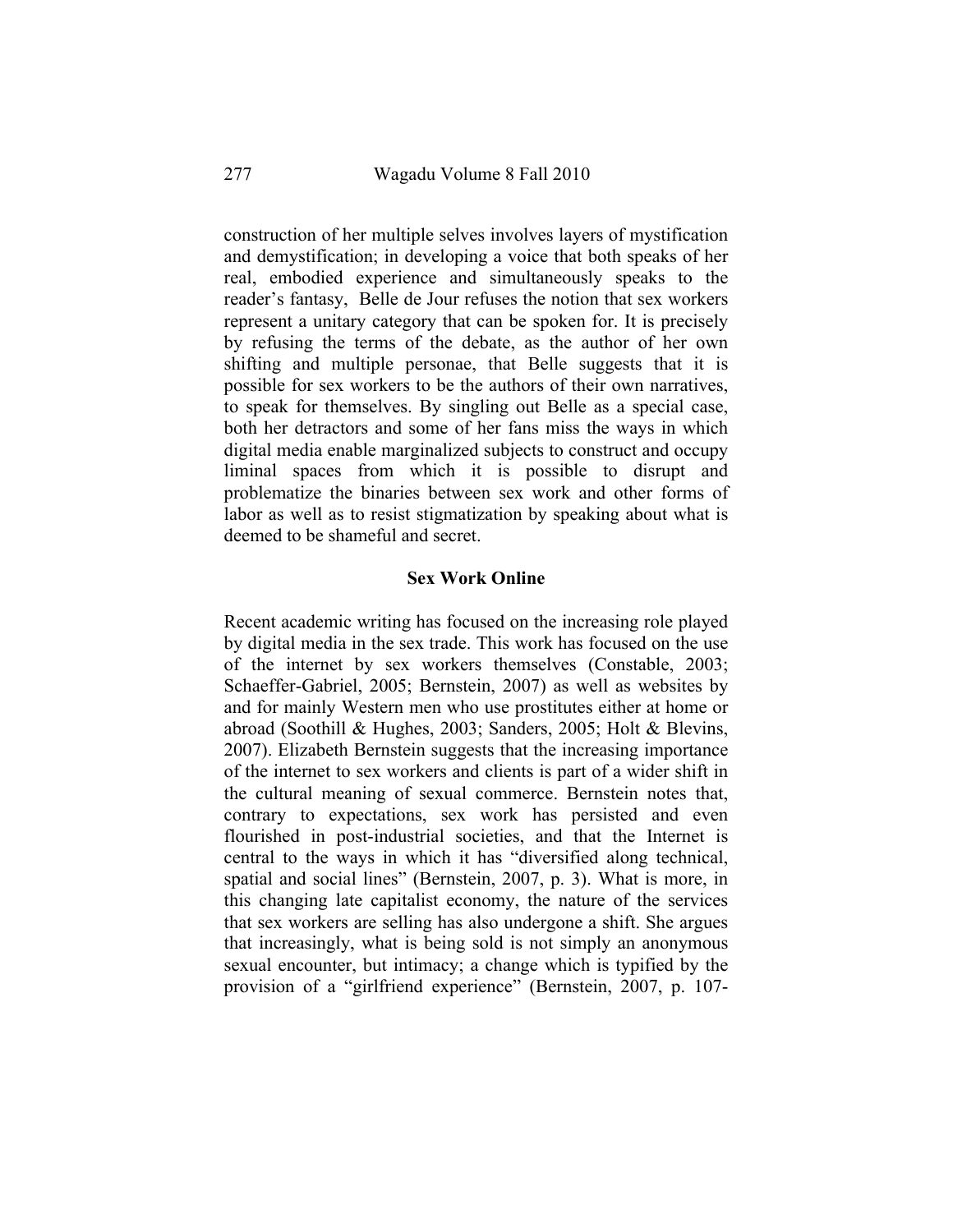construction of her multiple selves involves layers of mystification and demystification; in developing a voice that both speaks of her real, embodied experience and simultaneously speaks to the reader's fantasy, Belle de Jour refuses the notion that sex workers represent a unitary category that can be spoken for. It is precisely by refusing the terms of the debate, as the author of her own shifting and multiple personae, that Belle suggests that it is possible for sex workers to be the authors of their own narratives, to speak for themselves. By singling out Belle as a special case, both her detractors and some of her fans miss the ways in which digital media enable marginalized subjects to construct and occupy liminal spaces from which it is possible to disrupt and problematize the binaries between sex work and other forms of labor as well as to resist stigmatization by speaking about what is deemed to be shameful and secret.

## Sex Work Online

Recent academic writing has focused on the increasing role played by digital media in the sex trade. This work has focused on the use of the internet by sex workers themselves (Constable, 2003; Schaeffer-Gabriel, 2005; Bernstein, 2007) as well as websites by and for mainly Western men who use prostitutes either at home or abroad (Soothill & Hughes, 2003; Sanders, 2005; Holt & Blevins, 2007). Elizabeth Bernstein suggests that the increasing importance of the internet to sex workers and clients is part of a wider shift in the cultural meaning of sexual commerce. Bernstein notes that, contrary to expectations, sex work has persisted and even flourished in post-industrial societies, and that the Internet is central to the ways in which it has "diversified along technical, spatial and social lines" (Bernstein, 2007, p. 3). What is more, in this changing late capitalist economy, the nature of the services that sex workers are selling has also undergone a shift. She argues that increasingly, what is being sold is not simply an anonymous sexual encounter, but intimacy; a change which is typified by the provision of a "girlfriend experience" (Bernstein, 2007, p. 107-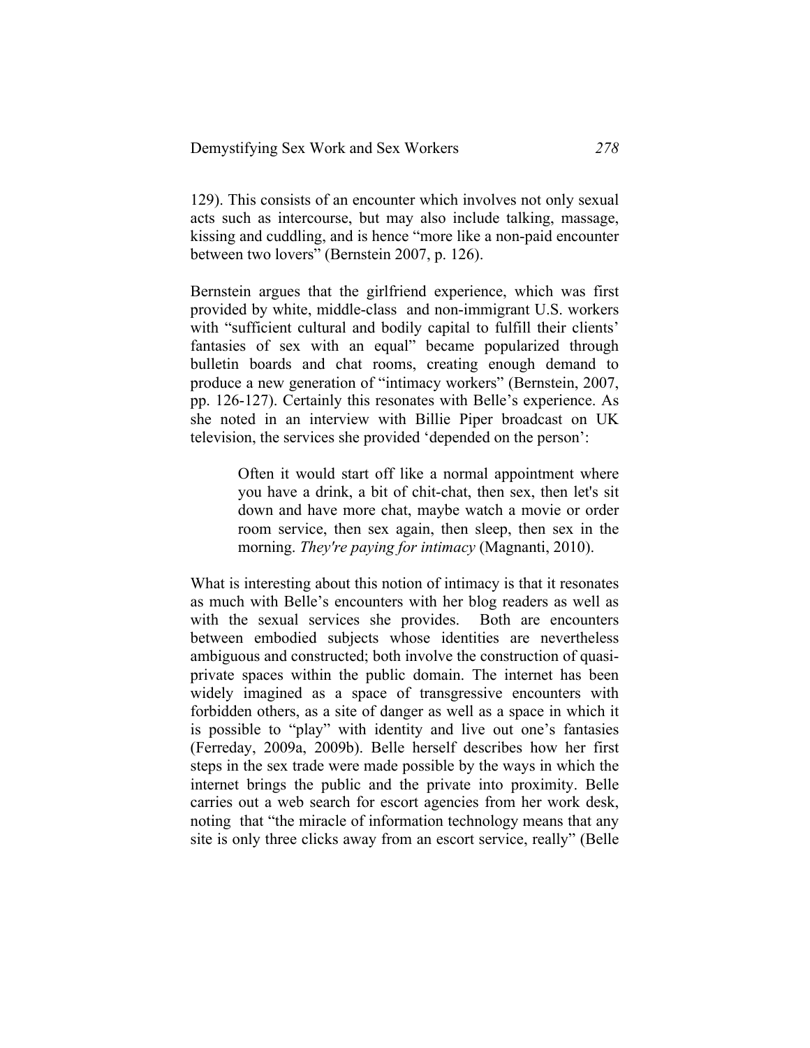129). This consists of an encounter which involves not only sexual acts such as intercourse, but may also include talking, massage, kissing and cuddling, and is hence "more like a non-paid encounter between two lovers" (Bernstein 2007, p. 126).

Bernstein argues that the girlfriend experience, which was first provided by white, middle-class and non-immigrant U.S. workers with "sufficient cultural and bodily capital to fulfill their clients' fantasies of sex with an equal" became popularized through bulletin boards and chat rooms, creating enough demand to produce a new generation of "intimacy workers" (Bernstein, 2007, pp. 126-127). Certainly this resonates with Belle's experience. As she noted in an interview with Billie Piper broadcast on UK television, the services she provided 'depended on the person':

> Often it would start off like a normal appointment where you have a drink, a bit of chit-chat, then sex, then let's sit down and have more chat, maybe watch a movie or order room service, then sex again, then sleep, then sex in the morning. *They're paying for intimacy* (Magnanti, 2010).

What is interesting about this notion of intimacy is that it resonates as much with Belle's encounters with her blog readers as well as with the sexual services she provides. Both are encounters between embodied subjects whose identities are nevertheless ambiguous and constructed; both involve the construction of quasi-private spaces within the public domain. The internet has been widely imagined as a space of transgressive encounters with forbidden others, as a site of danger as well as a space in which it is possible to "play" with identity and live out one's fantasies (Ferreday, 2009a, 2009b). Belle herself describes how her first steps in the sex trade were made possible by the ways in which the internet brings the public and the private into proximity. Belle carries out a web search for escort agencies from her work desk, noting that "the miracle of information technology means that any site is only three clicks away from an escort service, really" (Belle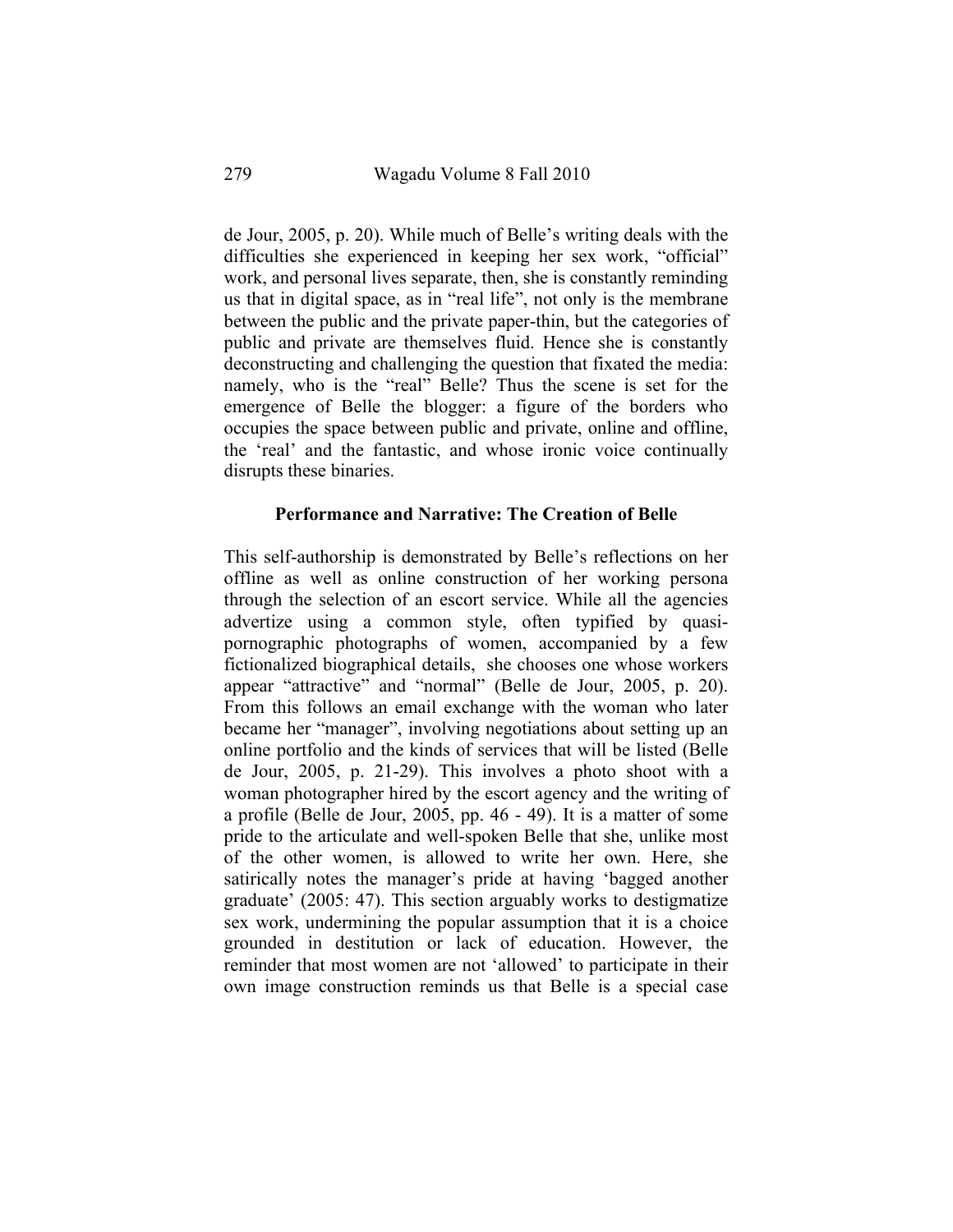de Jour, 2005, p. 20). While much of Belle's writing deals with the difficulties she experienced in keeping her sex work, "official" work, and personal lives separate, then, she is constantly reminding us that in digital space, as in "real life", not only is the membrane between the public and the private paper-thin, but the categories of public and private are themselves fluid. Hence she is constantly deconstructing and challenging the question that fixated the media: namely, who is the "real" Belle? Thus the scene is set for the emergence of Belle the blogger: a figure of the borders who occupies the space between public and private, online and offline, the 'real' and the fantastic, and whose ironic voice continually disrupts these binaries.

## Performance and Narrative: The Creation of Belle

This self-authorship is demonstrated by Belle's reflections on her offline as well as online construction of her working persona through the selection of an escort service. While all the agencies advertize using a common style, often typified by quasi-pornographic photographs of women, accompanied by a few fictionalized biographical details, she chooses one whose workers appear "attractive" and "normal" (Belle de Jour, 2005, p. 20). From this follows an email exchange with the woman who later became her "manager", involving negotiations about setting up an online portfolio and the kinds of services that will be listed (Belle de Jour, 2005, p. 21-29). This involves a photo shoot with a woman photographer hired by the escort agency and the writing of a profile (Belle de Jour, 2005, pp. 46 - 49). It is a matter of some pride to the articulate and well-spoken Belle that she, unlike most of the other women, is allowed to write her own. Here, she satirically notes the manager's pride at having 'bagged another graduate' (2005: 47). This section arguably works to destigmatize sex work, undermining the popular assumption that it is a choice grounded in destitution or lack of education. However, the reminder that most women are not 'allowed' to participate in their own image construction reminds us that Belle is a special case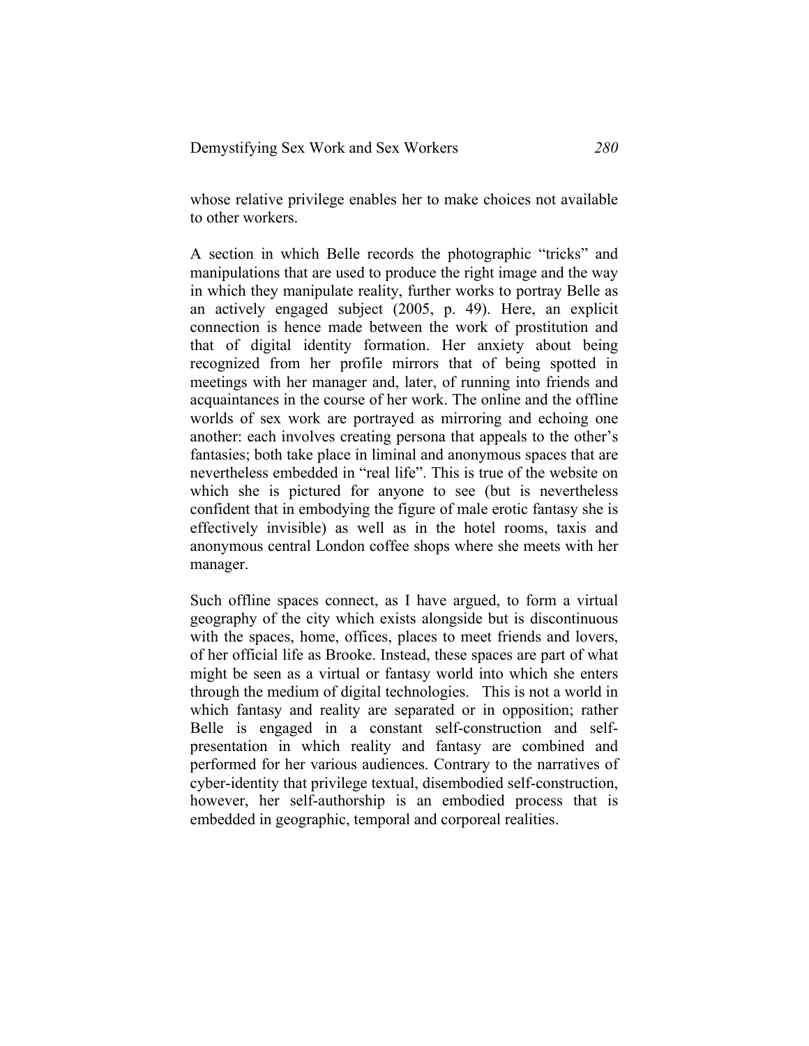whose relative privilege enables her to make choices not available to other workers.

A section in which Belle records the photographic "tricks" and manipulations that are used to produce the right image and the way in which they manipulate reality, further works to portray Belle as an actively engaged subject (2005, p. 49). Here, an explicit connection is hence made between the work of prostitution and that of digital identity formation. Her anxiety about being recognized from her profile mirrors that of being spotted in meetings with her manager and, later, of running into friends and acquaintances in the course of her work. The online and the offline worlds of sex work are portrayed as mirroring and echoing one another: each involves creating persona that appeals to the other's fantasies; both take place in liminal and anonymous spaces that are nevertheless embedded in "real life". This is true of the website on which she is pictured for anyone to see (but is nevertheless confident that in embodying the figure of male erotic fantasy she is effectively invisible) as well as in the hotel rooms, taxis and anonymous central London coffee shops where she meets with her manager.

Such offline spaces connect, as I have argued, to form a virtual geography of the city which exists alongside but is discontinuous with the spaces, home, offices, places to meet friends and lovers, of her official life as Brooke. Instead, these spaces are part of what might be seen as a virtual or fantasy world into which she enters through the medium of digital technologies. This is not a world in which fantasy and reality are separated or in opposition; rather Belle is engaged in a constant self-construction and self-presentation in which reality and fantasy are combined and performed for her various audiences. Contrary to the narratives of cyber-identity that privilege textual, disembodied self-construction, however, her self-authorship is an embodied process that is embedded in geographic, temporal and corporeal realities.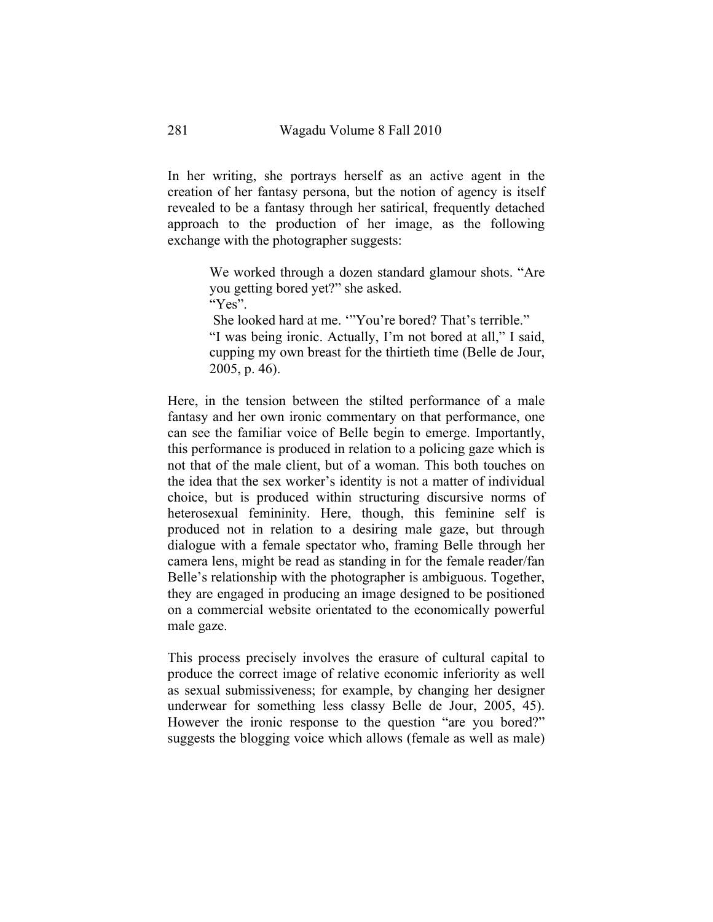In her writing, she portrays herself as an active agent in the creation of her fantasy persona, but the notion of agency is itself revealed to be a fantasy through her satirical, frequently detached approach to the production of her image, as the following exchange with the photographer suggests:

> We worked through a dozen standard glamour shots. "Are you getting bored yet?" she asked.
> "Yes".
> She looked hard at me. '"You're bored? That's terrible."
> "I was being ironic. Actually, I'm not bored at all," I said, cupping my own breast for the thirtieth time (Belle de Jour, 2005, p. 46).

Here, in the tension between the stilted performance of a male fantasy and her own ironic commentary on that performance, one can see the familiar voice of Belle begin to emerge. Importantly, this performance is produced in relation to a policing gaze which is not that of the male client, but of a woman. This both touches on the idea that the sex worker's identity is not a matter of individual choice, but is produced within structuring discursive norms of heterosexual femininity. Here, though, this feminine self is produced not in relation to a desiring male gaze, but through dialogue with a female spectator who, framing Belle through her camera lens, might be read as standing in for the female reader/fan Belle's relationship with the photographer is ambiguous. Together, they are engaged in producing an image designed to be positioned on a commercial website orientated to the economically powerful male gaze.

This process precisely involves the erasure of cultural capital to produce the correct image of relative economic inferiority as well as sexual submissiveness; for example, by changing her designer underwear for something less classy Belle de Jour, 2005, 45). However the ironic response to the question "are you bored?" suggests the blogging voice which allows (female as well as male)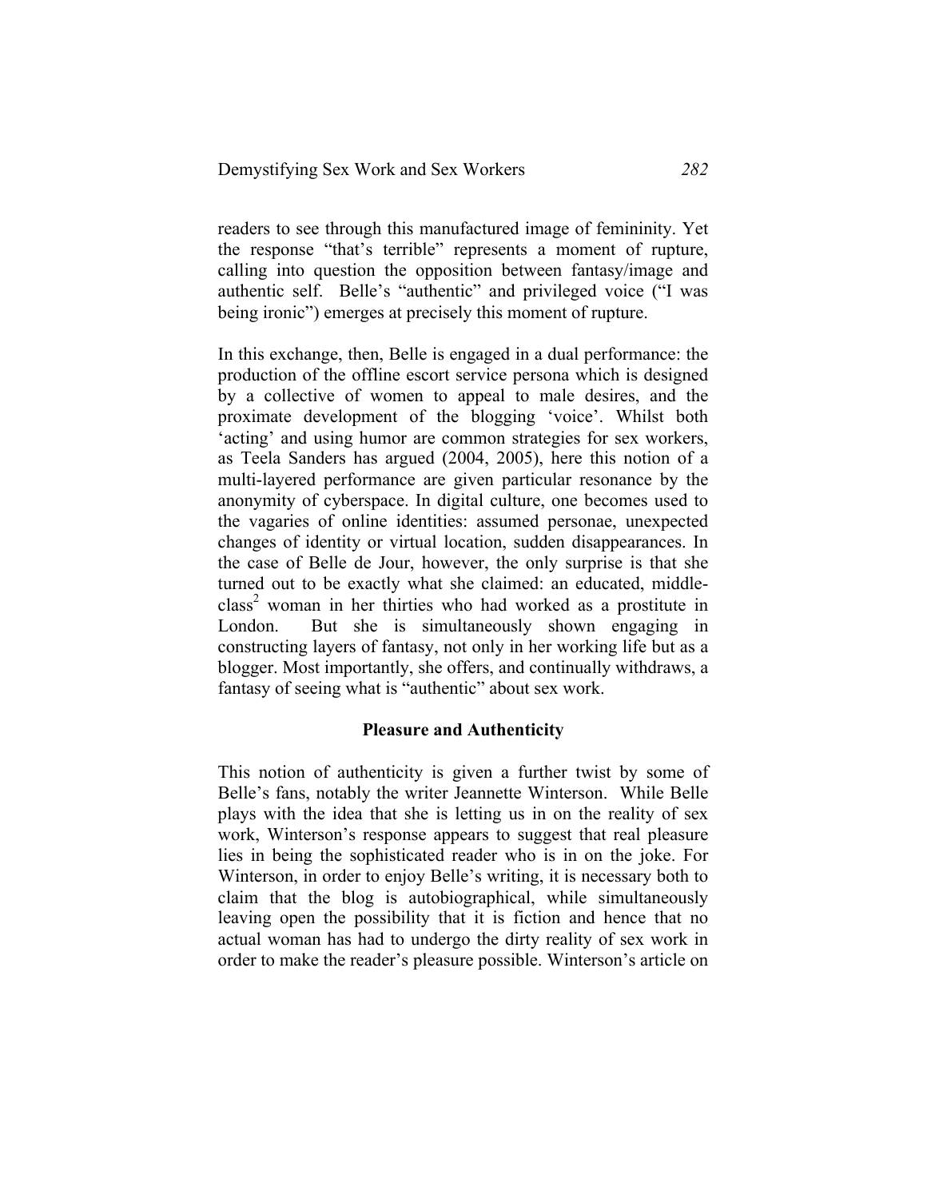readers to see through this manufactured image of femininity. Yet the response "that's terrible" represents a moment of rupture, calling into question the opposition between fantasy/image and authentic self. Belle's "authentic" and privileged voice ("I was being ironic") emerges at precisely this moment of rupture.

In this exchange, then, Belle is engaged in a dual performance: the production of the offline escort service persona which is designed by a collective of women to appeal to male desires, and the proximate development of the blogging 'voice'. Whilst both 'acting' and using humor are common strategies for sex workers, as Teela Sanders has argued (2004, 2005), here this notion of a multi-layered performance are given particular resonance by the anonymity of cyberspace. In digital culture, one becomes used to the vagaries of online identities: assumed personae, unexpected changes of identity or virtual location, sudden disappearances. In the case of Belle de Jour, however, the only surprise is that she turned out to be exactly what she claimed: an educated, middle-class[2] woman in her thirties who had worked as a prostitute in London. But she is simultaneously shown engaging in constructing layers of fantasy, not only in her working life but as a blogger. Most importantly, she offers, and continually withdraws, a fantasy of seeing what is "authentic" about sex work.

## Pleasure and Authenticity

This notion of authenticity is given a further twist by some of Belle's fans, notably the writer Jeannette Winterson. While Belle plays with the idea that she is letting us in on the reality of sex work, Winterson's response appears to suggest that real pleasure lies in being the sophisticated reader who is in on the joke. For Winterson, in order to enjoy Belle's writing, it is necessary both to claim that the blog is autobiographical, while simultaneously leaving open the possibility that it is fiction and hence that no actual woman has had to undergo the dirty reality of sex work in order to make the reader's pleasure possible. Winterson's article on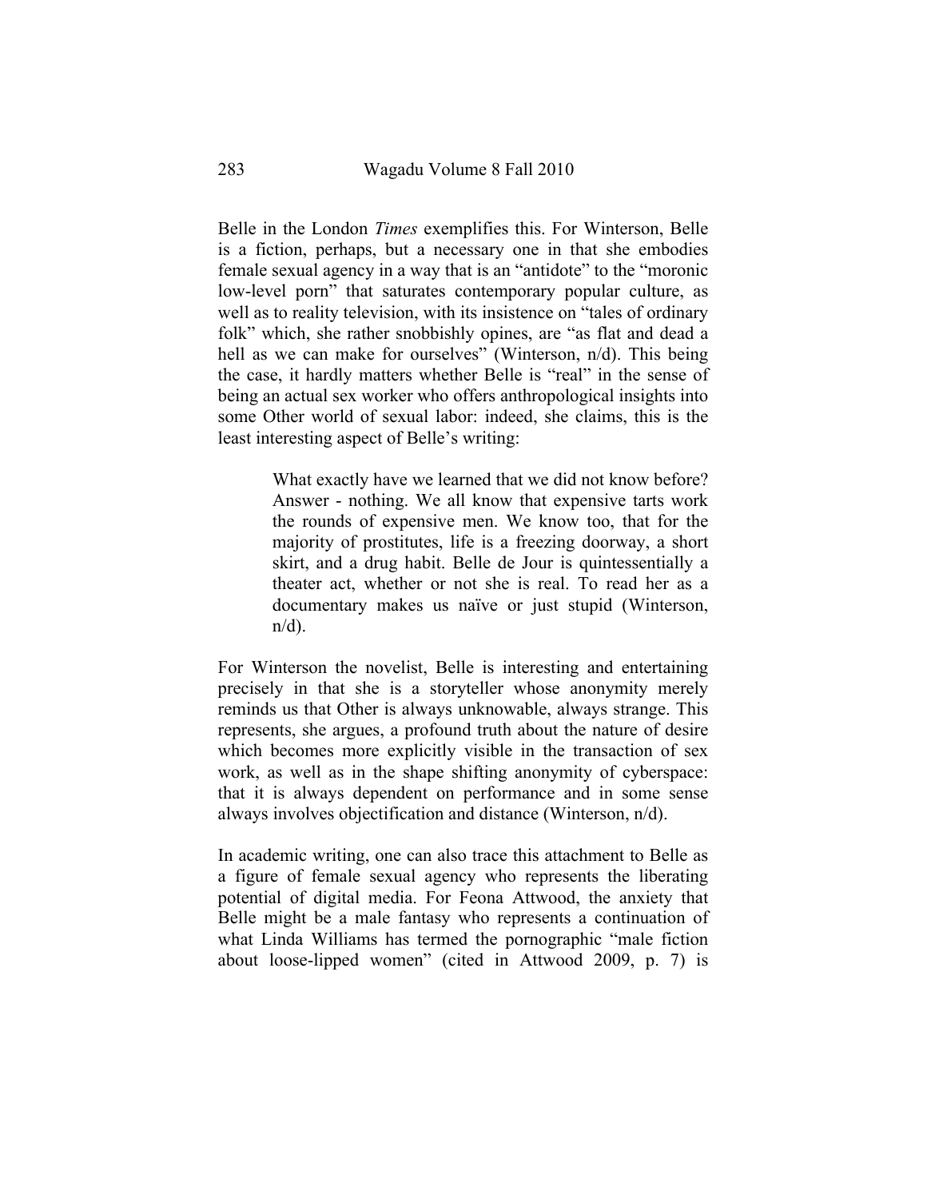Belle in the London *Times* exemplifies this. For Winterson, Belle is a fiction, perhaps, but a necessary one in that she embodies female sexual agency in a way that is an "antidote" to the "moronic low-level porn" that saturates contemporary popular culture, as well as to reality television, with its insistence on "tales of ordinary folk" which, she rather snobbishly opines, are "as flat and dead a hell as we can make for ourselves" (Winterson, n/d). This being the case, it hardly matters whether Belle is "real" in the sense of being an actual sex worker who offers anthropological insights into some Other world of sexual labor: indeed, she claims, this is the least interesting aspect of Belle's writing:

> What exactly have we learned that we did not know before? Answer - nothing. We all know that expensive tarts work the rounds of expensive men. We know too, that for the majority of prostitutes, life is a freezing doorway, a short skirt, and a drug habit. Belle de Jour is quintessentially a theater act, whether or not she is real. To read her as a documentary makes us naïve or just stupid (Winterson, n/d).

For Winterson the novelist, Belle is interesting and entertaining precisely in that she is a storyteller whose anonymity merely reminds us that Other is always unknowable, always strange. This represents, she argues, a profound truth about the nature of desire which becomes more explicitly visible in the transaction of sex work, as well as in the shape shifting anonymity of cyberspace: that it is always dependent on performance and in some sense always involves objectification and distance (Winterson, n/d).

In academic writing, one can also trace this attachment to Belle as a figure of female sexual agency who represents the liberating potential of digital media. For Feona Attwood, the anxiety that Belle might be a male fantasy who represents a continuation of what Linda Williams has termed the pornographic "male fiction about loose-lipped women" (cited in Attwood 2009, p. 7) is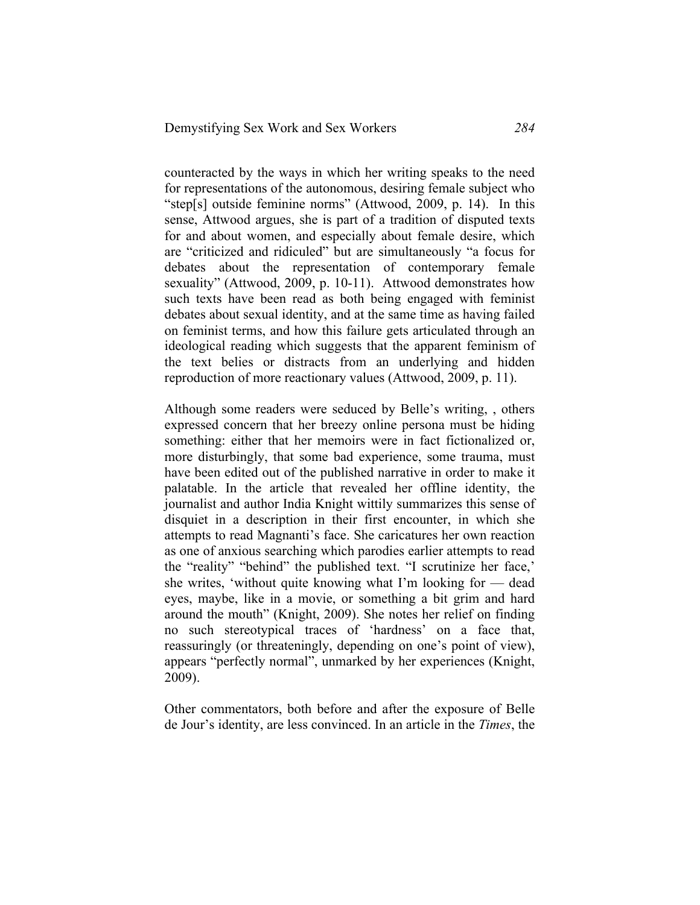counteracted by the ways in which her writing speaks to the need for representations of the autonomous, desiring female subject who "step[s] outside feminine norms" (Attwood, 2009, p. 14). In this sense, Attwood argues, she is part of a tradition of disputed texts for and about women, and especially about female desire, which are "criticized and ridiculed" but are simultaneously "a focus for debates about the representation of contemporary female sexuality" (Attwood, 2009, p. 10-11). Attwood demonstrates how such texts have been read as both being engaged with feminist debates about sexual identity, and at the same time as having failed on feminist terms, and how this failure gets articulated through an ideological reading which suggests that the apparent feminism of the text belies or distracts from an underlying and hidden reproduction of more reactionary values (Attwood, 2009, p. 11).

Although some readers were seduced by Belle's writing, , others expressed concern that her breezy online persona must be hiding something: either that her memoirs were in fact fictionalized or, more disturbingly, that some bad experience, some trauma, must have been edited out of the published narrative in order to make it palatable. In the article that revealed her offline identity, the journalist and author India Knight wittily summarizes this sense of disquiet in a description in their first encounter, in which she attempts to read Magnanti's face. She caricatures her own reaction as one of anxious searching which parodies earlier attempts to read the "reality" "behind" the published text. "I scrutinize her face,' she writes, 'without quite knowing what I'm looking for — dead eyes, maybe, like in a movie, or something a bit grim and hard around the mouth" (Knight, 2009). She notes her relief on finding no such stereotypical traces of 'hardness' on a face that, reassuringly (or threateningly, depending on one's point of view), appears "perfectly normal", unmarked by her experiences (Knight, 2009).

Other commentators, both before and after the exposure of Belle de Jour's identity, are less convinced. In an article in the *Times*, the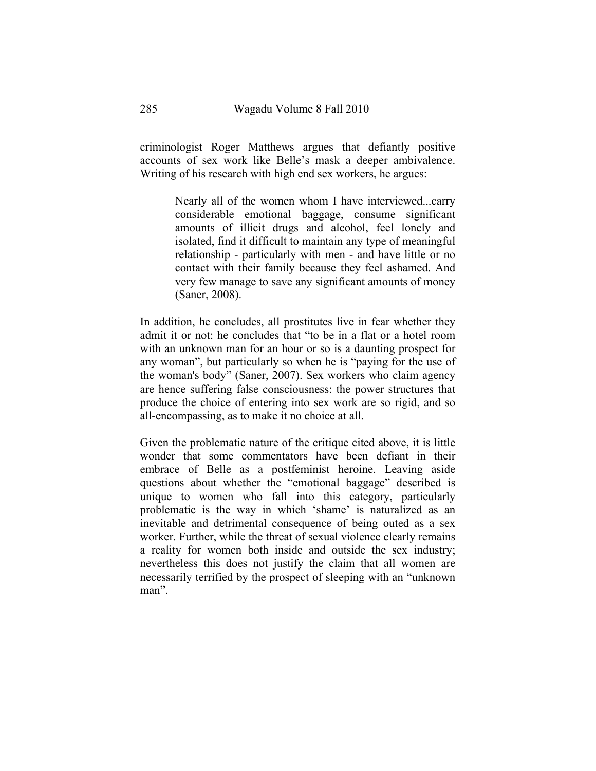criminologist Roger Matthews argues that defiantly positive accounts of sex work like Belle's mask a deeper ambivalence. Writing of his research with high end sex workers, he argues:

> Nearly all of the women whom I have interviewed...carry considerable emotional baggage, consume significant amounts of illicit drugs and alcohol, feel lonely and isolated, find it difficult to maintain any type of meaningful relationship - particularly with men - and have little or no contact with their family because they feel ashamed. And very few manage to save any significant amounts of money (Saner, 2008).

In addition, he concludes, all prostitutes live in fear whether they admit it or not: he concludes that "to be in a flat or a hotel room with an unknown man for an hour or so is a daunting prospect for any woman", but particularly so when he is "paying for the use of the woman's body" (Saner, 2007). Sex workers who claim agency are hence suffering false consciousness: the power structures that produce the choice of entering into sex work are so rigid, and so all-encompassing, as to make it no choice at all.

Given the problematic nature of the critique cited above, it is little wonder that some commentators have been defiant in their embrace of Belle as a postfeminist heroine. Leaving aside questions about whether the "emotional baggage" described is unique to women who fall into this category, particularly problematic is the way in which 'shame' is naturalized as an inevitable and detrimental consequence of being outed as a sex worker. Further, while the threat of sexual violence clearly remains a reality for women both inside and outside the sex industry; nevertheless this does not justify the claim that all women are necessarily terrified by the prospect of sleeping with an "unknown man".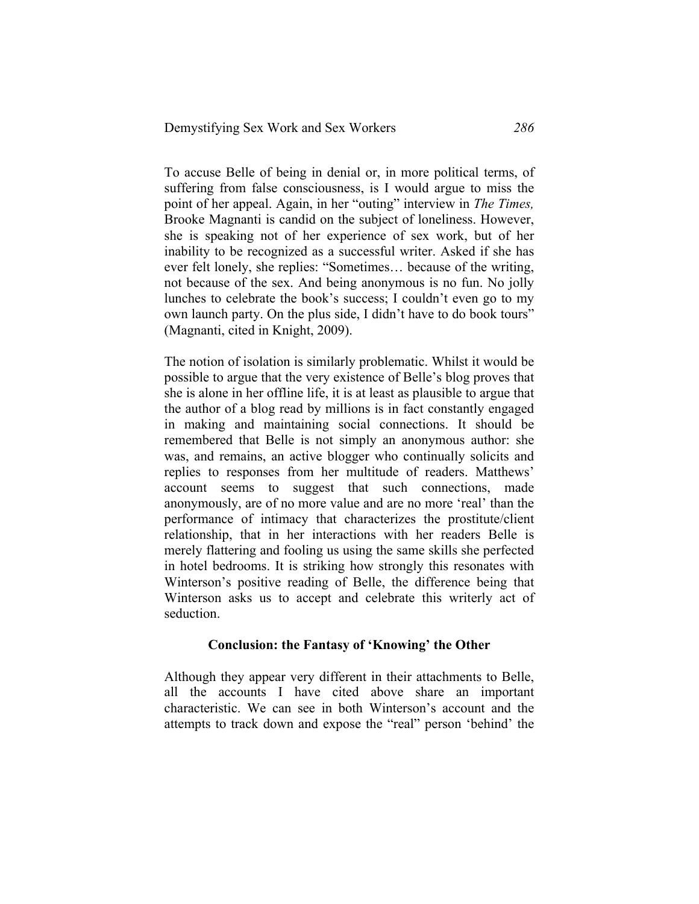To accuse Belle of being in denial or, in more political terms, of suffering from false consciousness, is I would argue to miss the point of her appeal. Again, in her "outing" interview in *The Times,* Brooke Magnanti is candid on the subject of loneliness. However, she is speaking not of her experience of sex work, but of her inability to be recognized as a successful writer. Asked if she has ever felt lonely, she replies: "Sometimes… because of the writing, not because of the sex. And being anonymous is no fun. No jolly lunches to celebrate the book's success; I couldn't even go to my own launch party. On the plus side, I didn't have to do book tours" (Magnanti, cited in Knight, 2009).

The notion of isolation is similarly problematic. Whilst it would be possible to argue that the very existence of Belle's blog proves that she is alone in her offline life, it is at least as plausible to argue that the author of a blog read by millions is in fact constantly engaged in making and maintaining social connections. It should be remembered that Belle is not simply an anonymous author: she was, and remains, an active blogger who continually solicits and replies to responses from her multitude of readers. Matthews' account seems to suggest that such connections, made anonymously, are of no more value and are no more 'real' than the performance of intimacy that characterizes the prostitute/client relationship, that in her interactions with her readers Belle is merely flattering and fooling us using the same skills she perfected in hotel bedrooms. It is striking how strongly this resonates with Winterson's positive reading of Belle, the difference being that Winterson asks us to accept and celebrate this writerly act of seduction.

## Conclusion: the Fantasy of 'Knowing' the Other

Although they appear very different in their attachments to Belle, all the accounts I have cited above share an important characteristic. We can see in both Winterson's account and the attempts to track down and expose the "real" person 'behind' the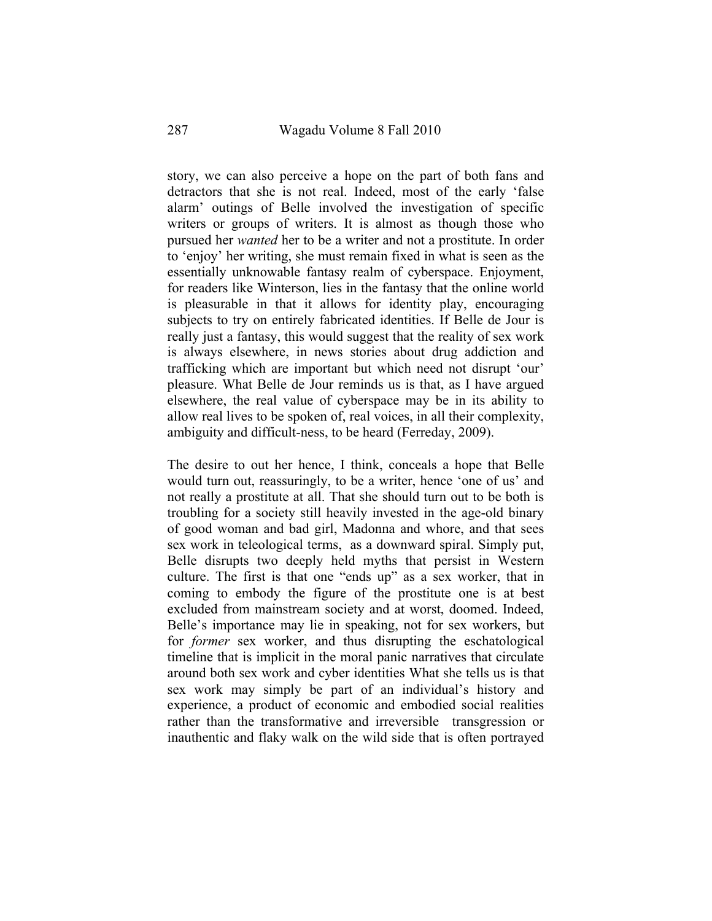story, we can also perceive a hope on the part of both fans and detractors that she is not real. Indeed, most of the early 'false alarm' outings of Belle involved the investigation of specific writers or groups of writers. It is almost as though those who pursued her *wanted* her to be a writer and not a prostitute. In order to 'enjoy' her writing, she must remain fixed in what is seen as the essentially unknowable fantasy realm of cyberspace. Enjoyment, for readers like Winterson, lies in the fantasy that the online world is pleasurable in that it allows for identity play, encouraging subjects to try on entirely fabricated identities. If Belle de Jour is really just a fantasy, this would suggest that the reality of sex work is always elsewhere, in news stories about drug addiction and trafficking which are important but which need not disrupt 'our' pleasure. What Belle de Jour reminds us is that, as I have argued elsewhere, the real value of cyberspace may be in its ability to allow real lives to be spoken of, real voices, in all their complexity, ambiguity and difficult-ness, to be heard (Ferreday, 2009).

The desire to out her hence, I think, conceals a hope that Belle would turn out, reassuringly, to be a writer, hence 'one of us' and not really a prostitute at all. That she should turn out to be both is troubling for a society still heavily invested in the age-old binary of good woman and bad girl, Madonna and whore, and that sees sex work in teleological terms, as a downward spiral. Simply put, Belle disrupts two deeply held myths that persist in Western culture. The first is that one "ends up" as a sex worker, that in coming to embody the figure of the prostitute one is at best excluded from mainstream society and at worst, doomed. Indeed, Belle's importance may lie in speaking, not for sex workers, but for *former* sex worker, and thus disrupting the eschatological timeline that is implicit in the moral panic narratives that circulate around both sex work and cyber identities What she tells us is that sex work may simply be part of an individual's history and experience, a product of economic and embodied social realities rather than the transformative and irreversible transgression or inauthentic and flaky walk on the wild side that is often portrayed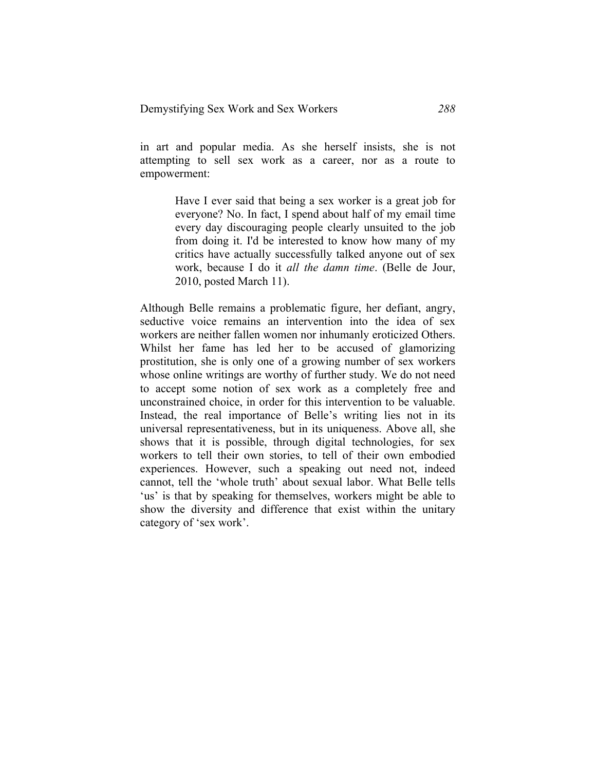in art and popular media. As she herself insists, she is not attempting to sell sex work as a career, nor as a route to empowerment:

> Have I ever said that being a sex worker is a great job for everyone? No. In fact, I spend about half of my email time every day discouraging people clearly unsuited to the job from doing it. I'd be interested to know how many of my critics have actually successfully talked anyone out of sex work, because I do it *all the damn time*. (Belle de Jour, 2010, posted March 11).

Although Belle remains a problematic figure, her defiant, angry, seductive voice remains an intervention into the idea of sex workers are neither fallen women nor inhumanly eroticized Others. Whilst her fame has led her to be accused of glamorizing prostitution, she is only one of a growing number of sex workers whose online writings are worthy of further study. We do not need to accept some notion of sex work as a completely free and unconstrained choice, in order for this intervention to be valuable. Instead, the real importance of Belle's writing lies not in its universal representativeness, but in its uniqueness. Above all, she shows that it is possible, through digital technologies, for sex workers to tell their own stories, to tell of their own embodied experiences. However, such a speaking out need not, indeed cannot, tell the 'whole truth' about sexual labor. What Belle tells 'us' is that by speaking for themselves, workers might be able to show the diversity and difference that exist within the unitary category of 'sex work'.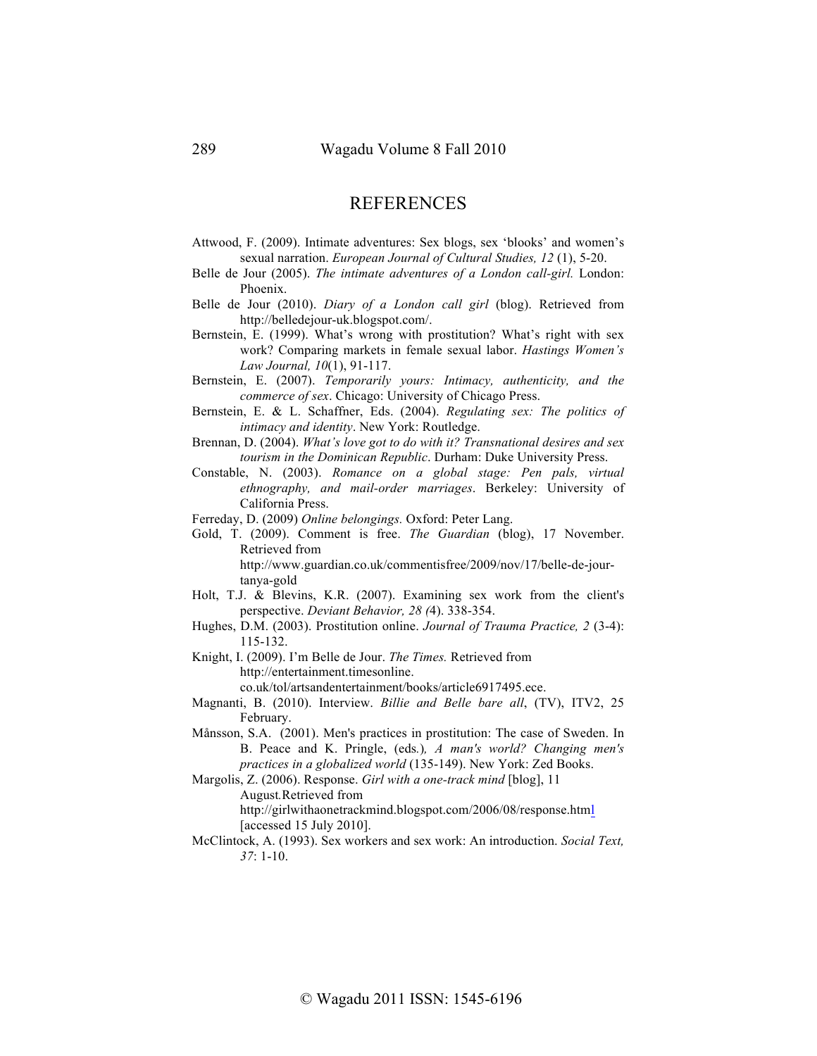# REFERENCES

Attwood, F. (2009). Intimate adventures: Sex blogs, sex 'blooks' and women's sexual narration. *European Journal of Cultural Studies, 12* (1), 5-20.

Belle de Jour (2005). *The intimate adventures of a London call-girl.* London: Phoenix.

Belle de Jour (2010). *Diary of a London call girl* (blog). Retrieved from http://belledejour-uk.blogspot.com/.

Bernstein, E. (1999). What's wrong with prostitution? What's right with sex work? Comparing markets in female sexual labor. *Hastings Women's Law Journal, 10*(1), 91-117.

Bernstein, E. (2007). *Temporarily yours: Intimacy, authenticity, and the commerce of sex*. Chicago: University of Chicago Press.

Bernstein, E. & L. Schaffner, Eds. (2004). *Regulating sex: The politics of intimacy and identity*. New York: Routledge.

Brennan, D. (2004). *What's love got to do with it? Transnational desires and sex tourism in the Dominican Republic*. Durham: Duke University Press.

Constable, N. (2003). *Romance on a global stage: Pen pals, virtual ethnography, and mail-order marriages*. Berkeley: University of California Press.

Ferreday, D. (2009) *Online belongings.* Oxford: Peter Lang.

Gold, T. (2009). Comment is free. *The Guardian* (blog), 17 November. Retrieved from http://www.guardian.co.uk/commentisfree/2009/nov/17/belle-de-jour-tanya-gold

Holt, T.J. & Blevins, K.R. (2007). Examining sex work from the client's perspective. *Deviant Behavior, 28 (*4). 338-354.

Hughes, D.M. (2003). Prostitution online. *Journal of Trauma Practice, 2* (3-4): 115-132.

Knight, I. (2009). I'm Belle de Jour. *The Times.* Retrieved from http://entertainment.timesonline.co.uk/tol/artsandentertainment/books/article6917495.ece.

Magnanti, B. (2010). Interview. *Billie and Belle bare all*, (TV), ITV2, 25 February.

Månsson, S.A. (2001). Men's practices in prostitution: The case of Sweden. In B. Peace and K. Pringle, (eds*.*)*, A man's world? Changing men's practices in a globalized world* (135-149). New York: Zed Books.

Margolis, Z. (2006). Response. *Girl with a one-track mind* [blog], 11 August.Retrieved from http://girlwithaonetrackmind.blogspot.com/2006/08/response.html [accessed 15 July 2010].

McClintock, A. (1993). Sex workers and sex work: An introduction. *Social Text, 37*: 1-10.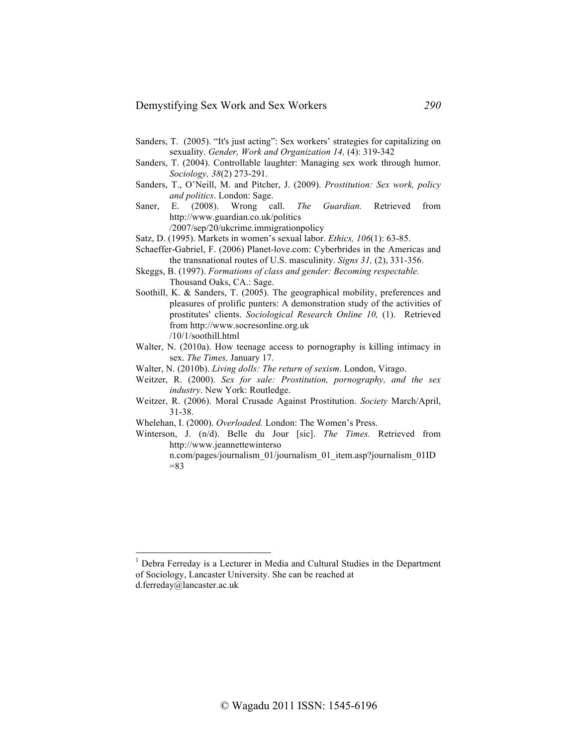Sanders, T. (2005). "It's just acting": Sex workers' strategies for capitalizing on sexuality. *Gender, Work and Organization 14,* (4): 319-342

Sanders, T. (2004). Controllable laughter: Managing sex work through humor. *Sociology, 38*(2) 273-291.

Sanders, T., O'Neill, M. and Pitcher, J. (2009). *Prostitution: Sex work, policy and politics*. London: Sage.

Saner, E. (2008). Wrong call. *The Guardian.* Retrieved from http://www.guardian.co.uk/politics /2007/sep/20/ukcrime.immigrationpolicy

Satz, D. (1995). Markets in women's sexual labor. *Ethics, 106*(1): 63-85.

Schaeffer-Gabriel, F. (2006) Planet-love.com: Cyberbrides in the Americas and the transnational routes of U.S. masculinity. *Signs 31,* (2), 331-356.

Skeggs, B. (1997). *Formations of class and gender: Becoming respectable.* Thousand Oaks, CA.: Sage.

Soothill, K. & Sanders, T. (2005). The geographical mobility, preferences and pleasures of prolific punters: A demonstration study of the activities of prostitutes' clients. *Sociological Research Online 10,* (1). Retrieved from http://www.socresonline.org.uk /10/1/soothill.html

Walter, N. (2010a). How teenage access to pornography is killing intimacy in sex. *The Times,* January 17.

Walter, N. (2010b). *Living dolls: The return of sexism*. London, Virago.

Weitzer, R. (2000). *Sex for sale: Prostitution, pornography, and the sex industry*. New York: Routledge.

Weitzer, R. (2006). Moral Crusade Against Prostitution. *Society* March/April, 31-38.

Whelehan, I. (2000). *Overloaded.* London: The Women's Press.

Winterson, J. (n/d). Belle du Jour [sic]. *The Times.* Retrieved from http://www.jeannettewinterson.com/pages/journalism_01/journalism_01_item.asp?journalism_01ID=83

---

[1] Debra Ferreday is a Lecturer in Media and Cultural Studies in the Department of Sociology, Lancaster University. She can be reached at d.ferreday@lancaster.ac.uk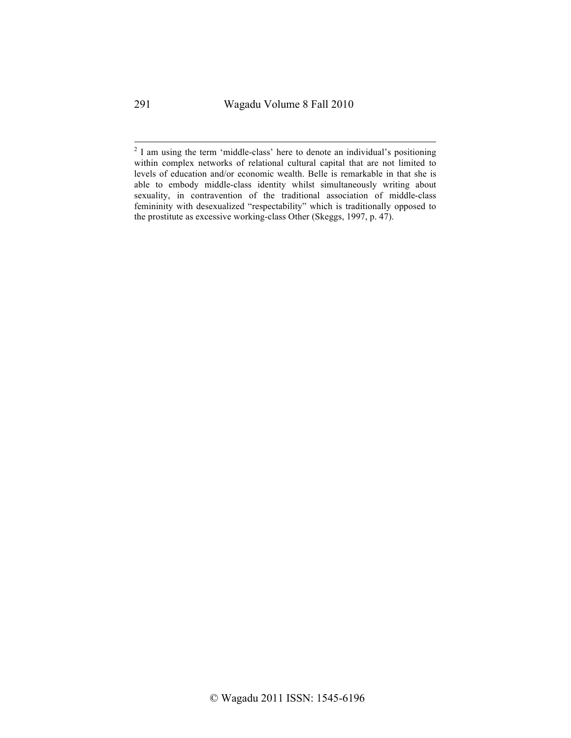[2] I am using the term 'middle-class' here to denote an individual's positioning within complex networks of relational cultural capital that are not limited to levels of education and/or economic wealth. Belle is remarkable in that she is able to embody middle-class identity whilst simultaneously writing about sexuality, in contravention of the traditional association of middle-class femininity with desexualized "respectability" which is traditionally opposed to the prostitute as excessive working-class Other (Skeggs, 1997, p. 47).